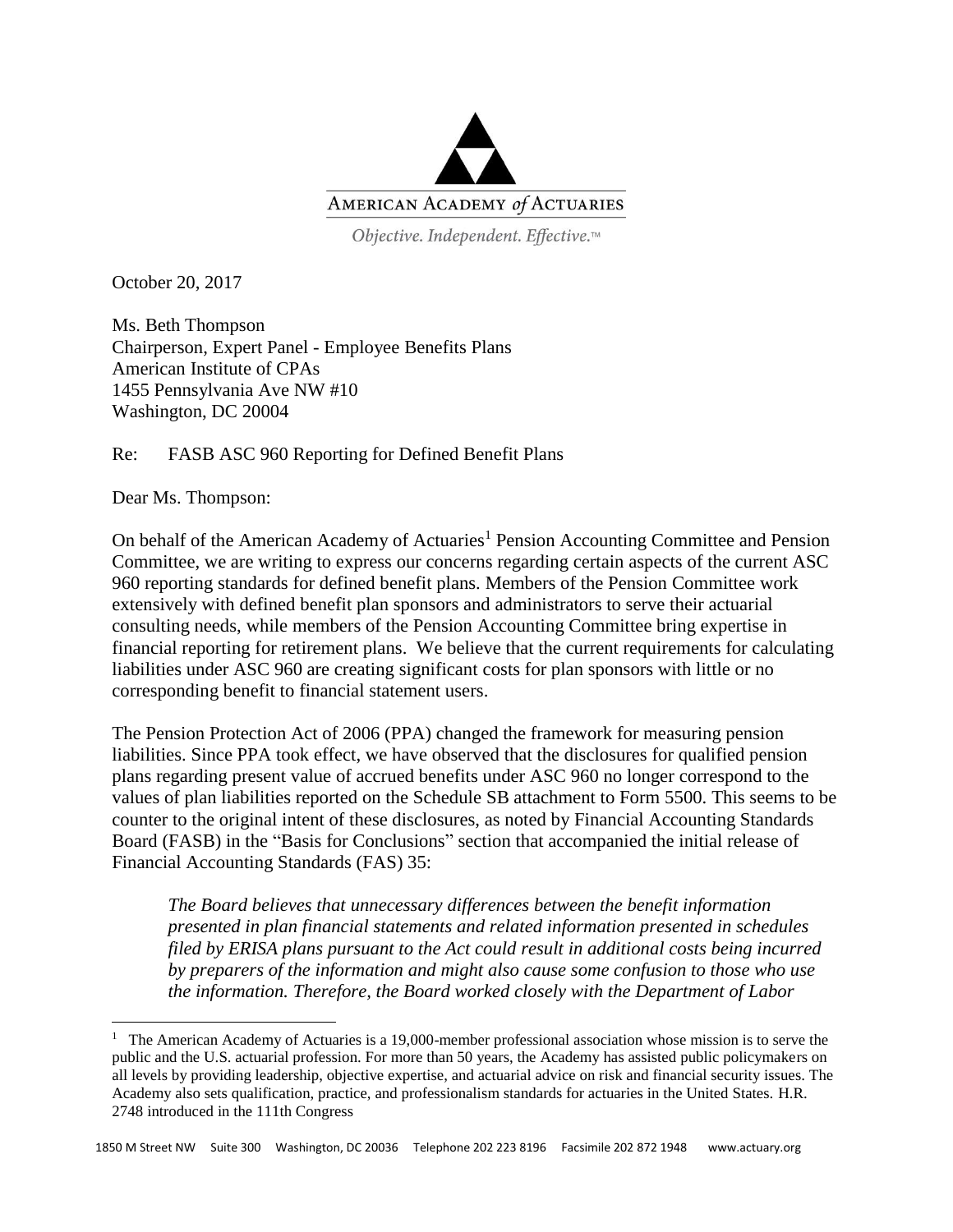AMERICAN ACADEMY *of* ACTUARIES

*Objective. Independent. Effective.*™

October 20, 2017

Ms. Beth Thompson
Chairperson, Expert Panel - Employee Benefits Plans
American Institute of CPAs
1455 Pennsylvania Ave NW #10
Washington, DC 20004

Re: FASB ASC 960 Reporting for Defined Benefit Plans

Dear Ms. Thompson:

On behalf of the American Academy of Actuaries[1] Pension Accounting Committee and Pension Committee, we are writing to express our concerns regarding certain aspects of the current ASC 960 reporting standards for defined benefit plans. Members of the Pension Committee work extensively with defined benefit plan sponsors and administrators to serve their actuarial consulting needs, while members of the Pension Accounting Committee bring expertise in financial reporting for retirement plans. We believe that the current requirements for calculating liabilities under ASC 960 are creating significant costs for plan sponsors with little or no corresponding benefit to financial statement users.

The Pension Protection Act of 2006 (PPA) changed the framework for measuring pension liabilities. Since PPA took effect, we have observed that the disclosures for qualified pension plans regarding present value of accrued benefits under ASC 960 no longer correspond to the values of plan liabilities reported on the Schedule SB attachment to Form 5500. This seems to be counter to the original intent of these disclosures, as noted by Financial Accounting Standards Board (FASB) in the "Basis for Conclusions" section that accompanied the initial release of Financial Accounting Standards (FAS) 35:

> *The Board believes that unnecessary differences between the benefit information presented in plan financial statements and related information presented in schedules filed by ERISA plans pursuant to the Act could result in additional costs being incurred by preparers of the information and might also cause some confusion to those who use the information. Therefore, the Board worked closely with the Department of Labor*

[1] The American Academy of Actuaries is a 19,000-member professional association whose mission is to serve the public and the U.S. actuarial profession. For more than 50 years, the Academy has assisted public policymakers on all levels by providing leadership, objective expertise, and actuarial advice on risk and financial security issues. The Academy also sets qualification, practice, and professionalism standards for actuaries in the United States. H.R. 2748 introduced in the 111th Congress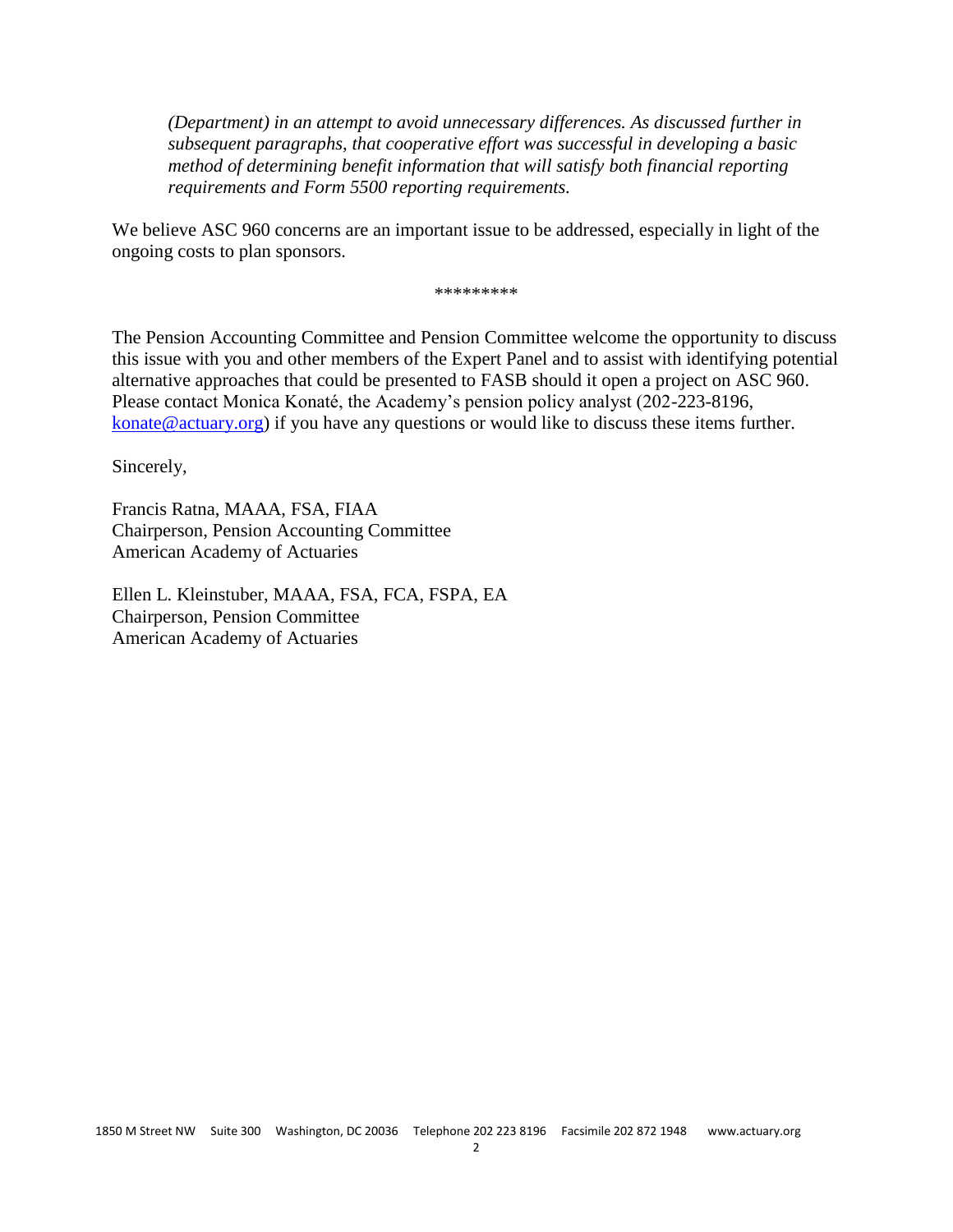*(Department) in an attempt to avoid unnecessary differences. As discussed further in subsequent paragraphs, that cooperative effort was successful in developing a basic method of determining benefit information that will satisfy both financial reporting requirements and Form 5500 reporting requirements.*

We believe ASC 960 concerns are an important issue to be addressed, especially in light of the ongoing costs to plan sponsors.

*********

The Pension Accounting Committee and Pension Committee welcome the opportunity to discuss this issue with you and other members of the Expert Panel and to assist with identifying potential alternative approaches that could be presented to FASB should it open a project on ASC 960. Please contact Monica Konaté, the Academy's pension policy analyst (202-223-8196, konate@actuary.org) if you have any questions or would like to discuss these items further.

Sincerely,

Francis Ratna, MAAA, FSA, FIAA
Chairperson, Pension Accounting Committee
American Academy of Actuaries

Ellen L. Kleinstuber, MAAA, FSA, FCA, FSPA, EA
Chairperson, Pension Committee
American Academy of Actuaries

1850 M Street NW Suite 300 Washington, DC 20036 Telephone 202 223 8196 Facsimile 202 872 1948 www.actuary.org